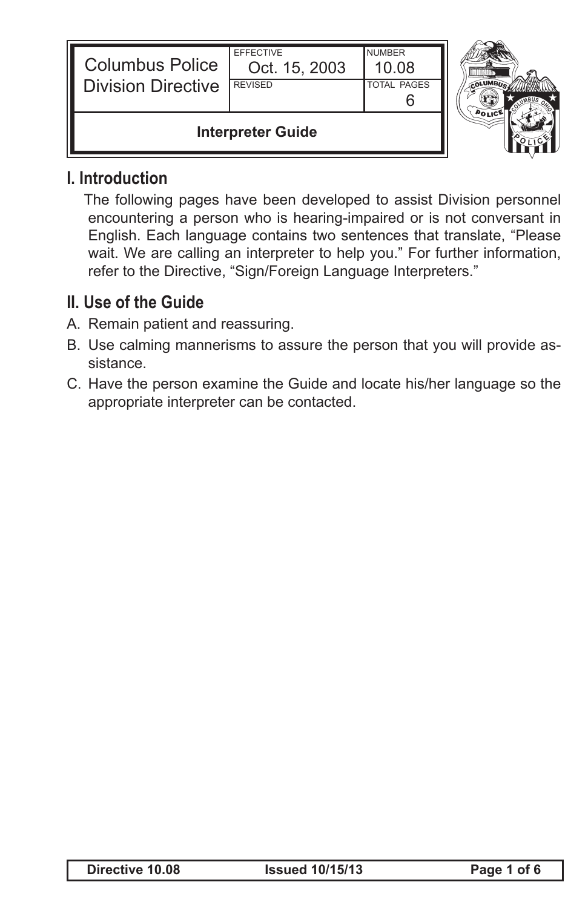| Columbus Police Division Directive | EFFECTIVE Oct. 15, 2003 | NUMBER 10.08 |
| --- | --- | --- |
| | REVISED | TOTAL PAGES 6 |
| **Interpreter Guide** | | |

## I. Introduction

The following pages have been developed to assist Division personnel encountering a person who is hearing-impaired or is not conversant in English. Each language contains two sentences that translate, "Please wait. We are calling an interpreter to help you." For further information, refer to the Directive, "Sign/Foreign Language Interpreters."

## II. Use of the Guide

A. Remain patient and reassuring.

B. Use calming mannerisms to assure the person that you will provide assistance.

C. Have the person examine the Guide and locate his/her language so the appropriate interpreter can be contacted.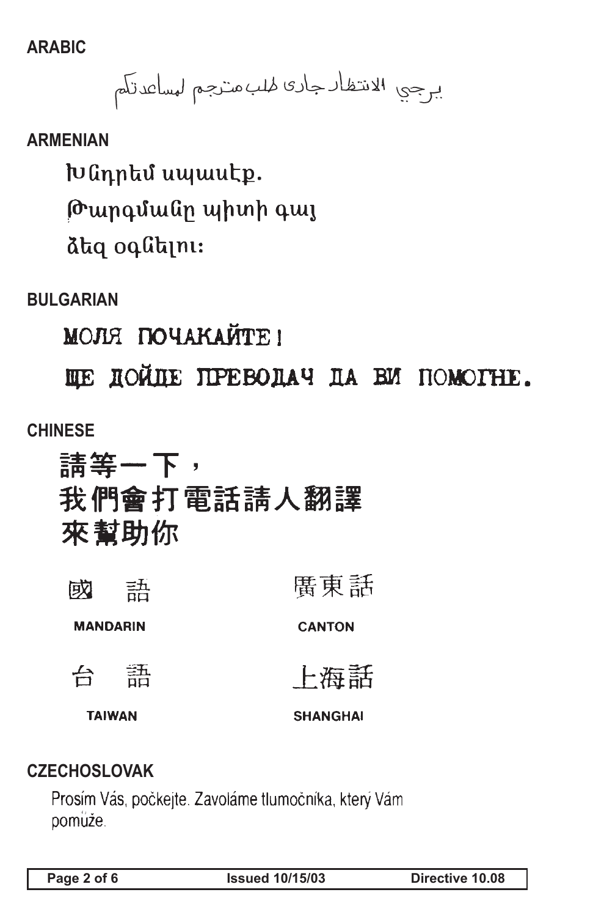## ARABIC

يرجي الانتظار جاري طلب مترجم لمساعدتكم

## ARMENIAN

Խնդրեմ սպասէք.

Թարգմանը պիտի գայ

ձեզ օգնելու:

## BULGARIAN

МОЛЯ ПОЧАКАЙТЕ!

ЩЕ ДОЙДЕ ПРЕВОДАЧ ДА ВИ ПОМОГНЕ.

## CHINESE

請等一下，

我們會打電話請人翻譯

來幫助你

| 國語 | 廣東話 |
|---|---|
| MANDARIN | CANTON |
| 台語 | 上海話 |
| TAIWAN | SHANGHAI |

## CZECHOSLOVAK

Prosím Vás, počkejte. Zavoláme tlumočníka, který Vám pomůže.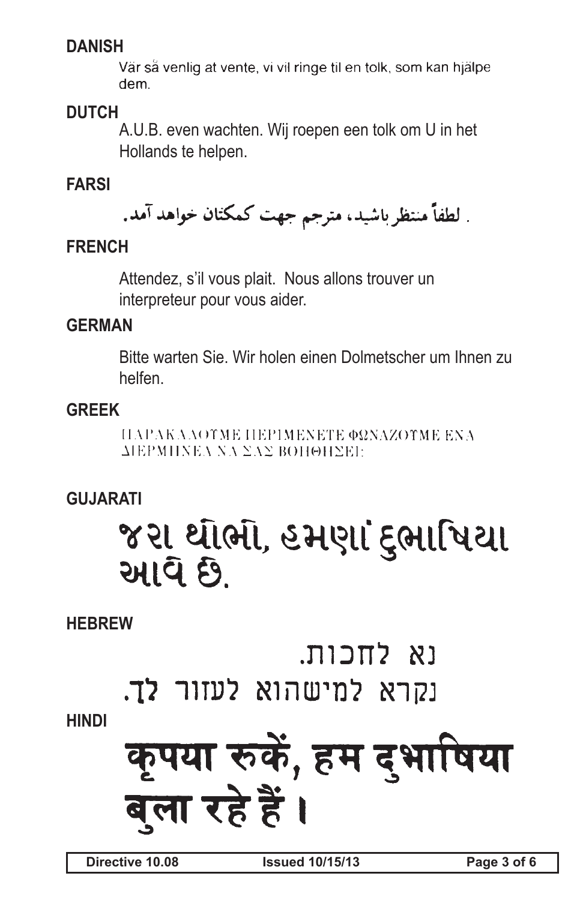**DANISH**

Vär så venlig at vente, vi vil ringe til en tolk, som kan hjälpe dem.

**DUTCH**

A.U.B. even wachten. Wij roepen een tolk om U in het Hollands te helpen.

**FARSI**

. لطفاً منتظر باشید، مترجم جهت کمکتان خواهد آمد.

**FRENCH**

Attendez, s'il vous plait. Nous allons trouver un interpreteur pour vous aider.

**GERMAN**

Bitte warten Sie. Wir holen einen Dolmetscher um Ihnen zu helfen.

**GREEK**

ΠΑΡΑΚΑΛΟΥΜΕ ΠΕΡΙΜΕΝΕΤΕ ΦΩΝΑΖΟΥΜΕ ΕΝΑ ΔΙΕΡΜΗΝΕΑ ΝΑ ΣΑΣ ΒΟΗΘΗΣΕΙ·

**GUJARATI**

જરા થોભો, હમણાં દુભાષિયા આવે છે.

**HEBREW**

נא לחכות.
נקרא למישהוא לעזור לך.

**HINDI**

कृपया रुकें, हम दुभाषिया बुला रहे हैं।

| Directive 10.08 | Issued 10/15/13 |
|---|---|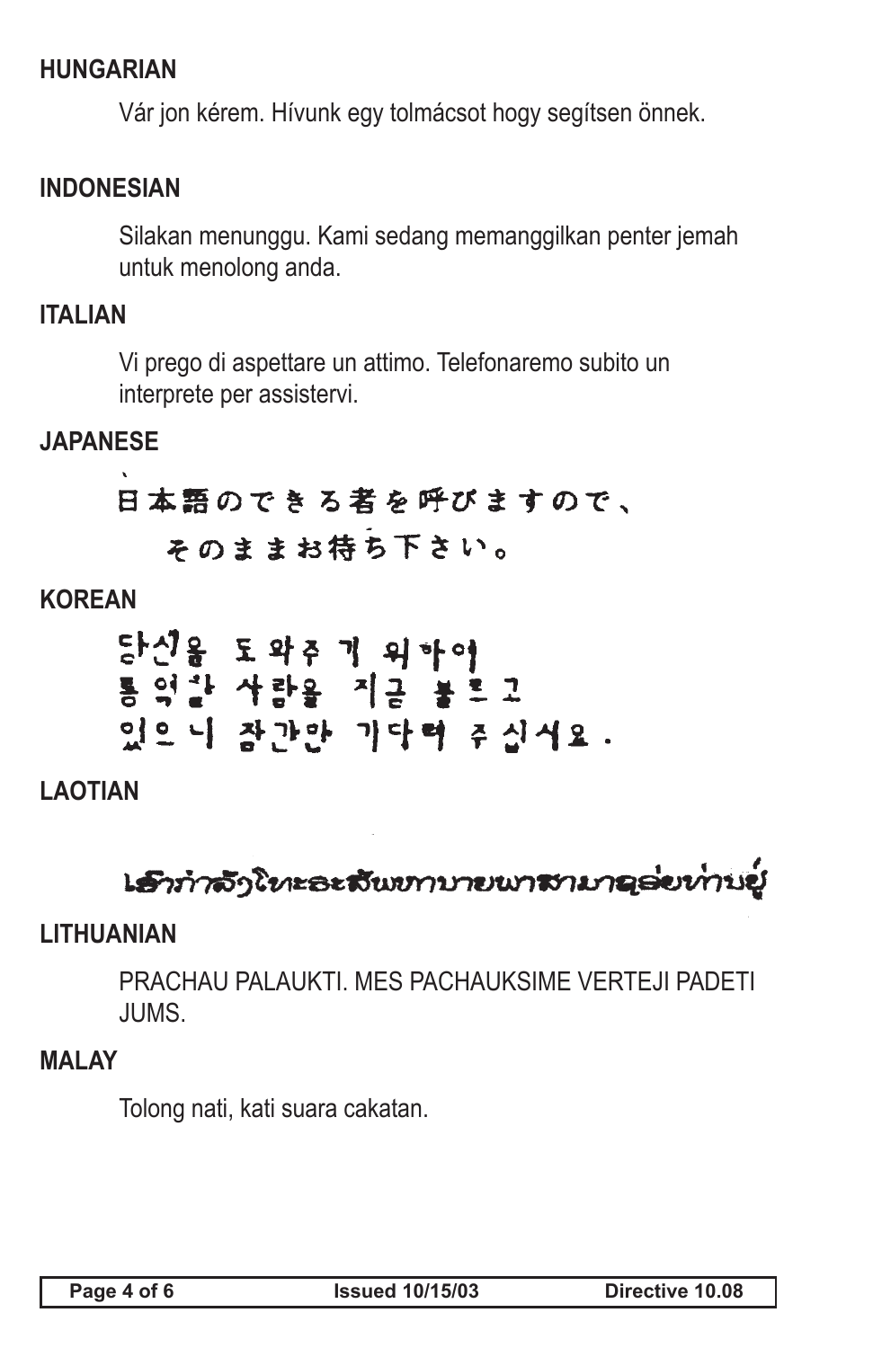**HUNGARIAN**

Vár jon kérem. Hívunk egy tolmácsot hogy segítsen önnek.

**INDONESIAN**

Silakan menunggu. Kami sedang memanggilkan penter jemah untuk menolong anda.

**ITALIAN**

Vi prego di aspettare un attimo. Telefonaremo subito un interprete per assistervi.

**JAPANESE**

日本語のできる者を呼びますので、
そのままお待ち下さい。

**KOREAN**

당신을 도와주기 위하여
통역할 사람을 지금 부르고
있으니 잠간만 기다려 주십시오.

**LAOTIAN**

ເຮົາກຳລັງໂທຫາສັບພາກາບາຍພາສາມາຊ່ວຍທ່ານຢູ່

**LITHUANIAN**

PRACHAU PALAUKTI. MES PACHAUKSIME VERTEJI PADETI JUMS.

**MALAY**

Tolong nati, kati suara cakatan.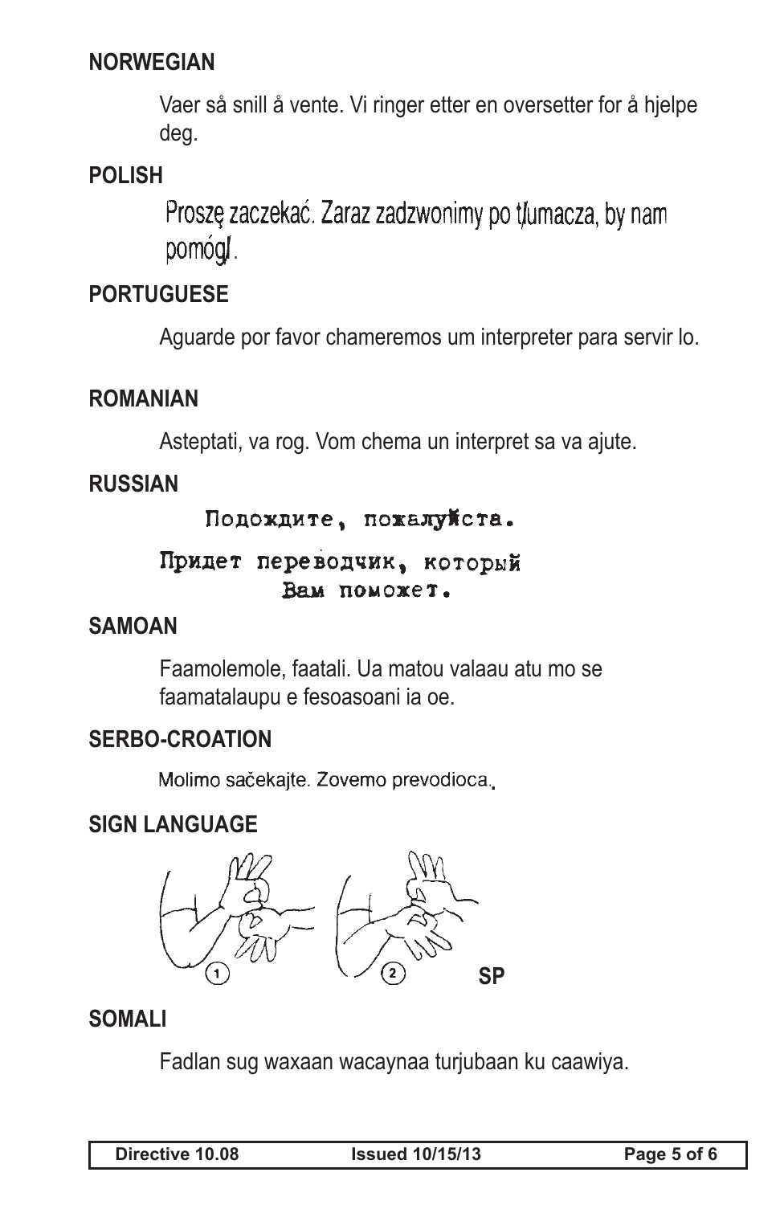**NORWEGIAN**

Vaer så snill å vente. Vi ringer etter en oversetter for å hjelpe deg.

**POLISH**

Proszę zaczekać. Zaraz zadzwonimy po tłumacza, by nam pomógł.

**PORTUGUESE**

Aguarde por favor chameremos um interpreter para servir lo.

**ROMANIAN**

Asteptati, va rog. Vom chema un interpret sa va ajute.

**RUSSIAN**

Подождите, пожалуйста.

Придет переводчик, который Вам поможет.

**SAMOAN**

Faamolemole, faatali. Ua matou valaau atu mo se faamatalaupu e fesoasoani ia oe.

**SERBO-CROATION**

Molimo sačekajte. Zovemo prevodioca.

**SIGN LANGUAGE**

1 2 SP

**SOMALI**

Fadlan sug waxaan wacaynaa turjubaan ku caawiya.

| Directive 10.08 | Issued 10/15/13 |
| --- | --- |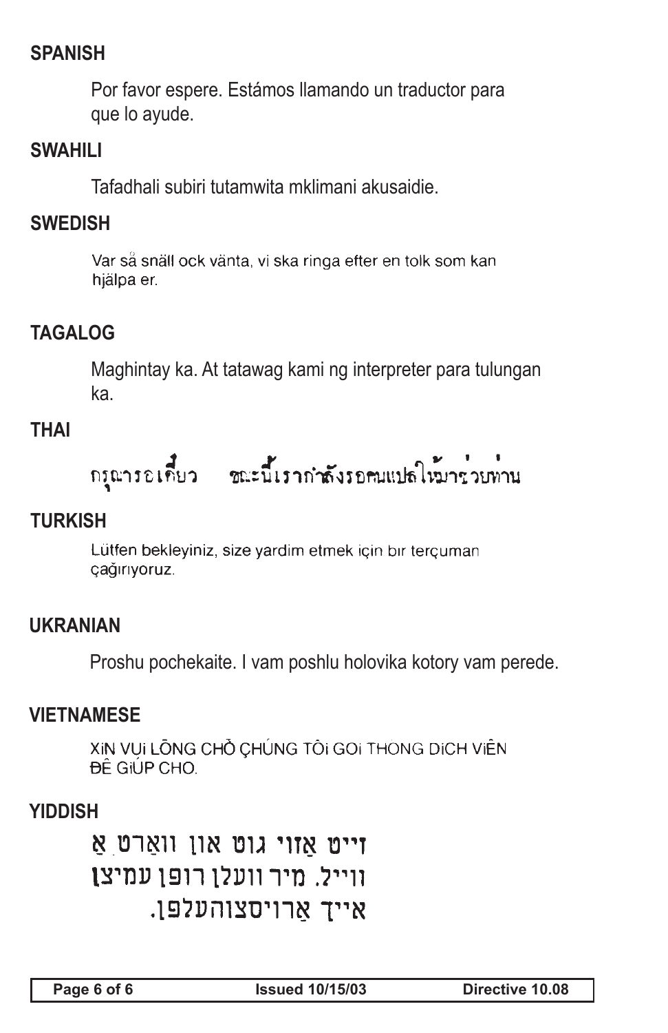**SPANISH**

Por favor espere. Estámos llamando un traductor para que lo ayude.

**SWAHILI**

Tafadhali subiri tutamwita mklimani akusaidie.

**SWEDISH**

Var så snäll ock vänta, vi ska ringa efter en tolk som kan hjälpa er.

**TAGALOG**

Maghintay ka. At tatawag kami ng interpreter para tulungan ka.

**THAI**

กรุณารอเดี๋ยว ขณะนี้เรากำลังรอคนแปลให้มาช่วยท่าน

**TURKISH**

Lütfen bekleyiniz, size yardim etmek için bır terçuman çağırıyoruz.

**UKRANIAN**

Proshu pochekaite. I vam poshlu holovika kotory vam perede.

**VIETNAMESE**

XiN VUi LÕNG CHỎ ÇHÚNG TÔi GOi THÔNG DiCH ViÊN ĐÊ GiÚP CHO.

**YIDDISH**

זייט אַזוי גוט און וואַרט אַ
ווייל. מיר וועלן רופן עמיצן
אייך אַרויסצוהעלפן.